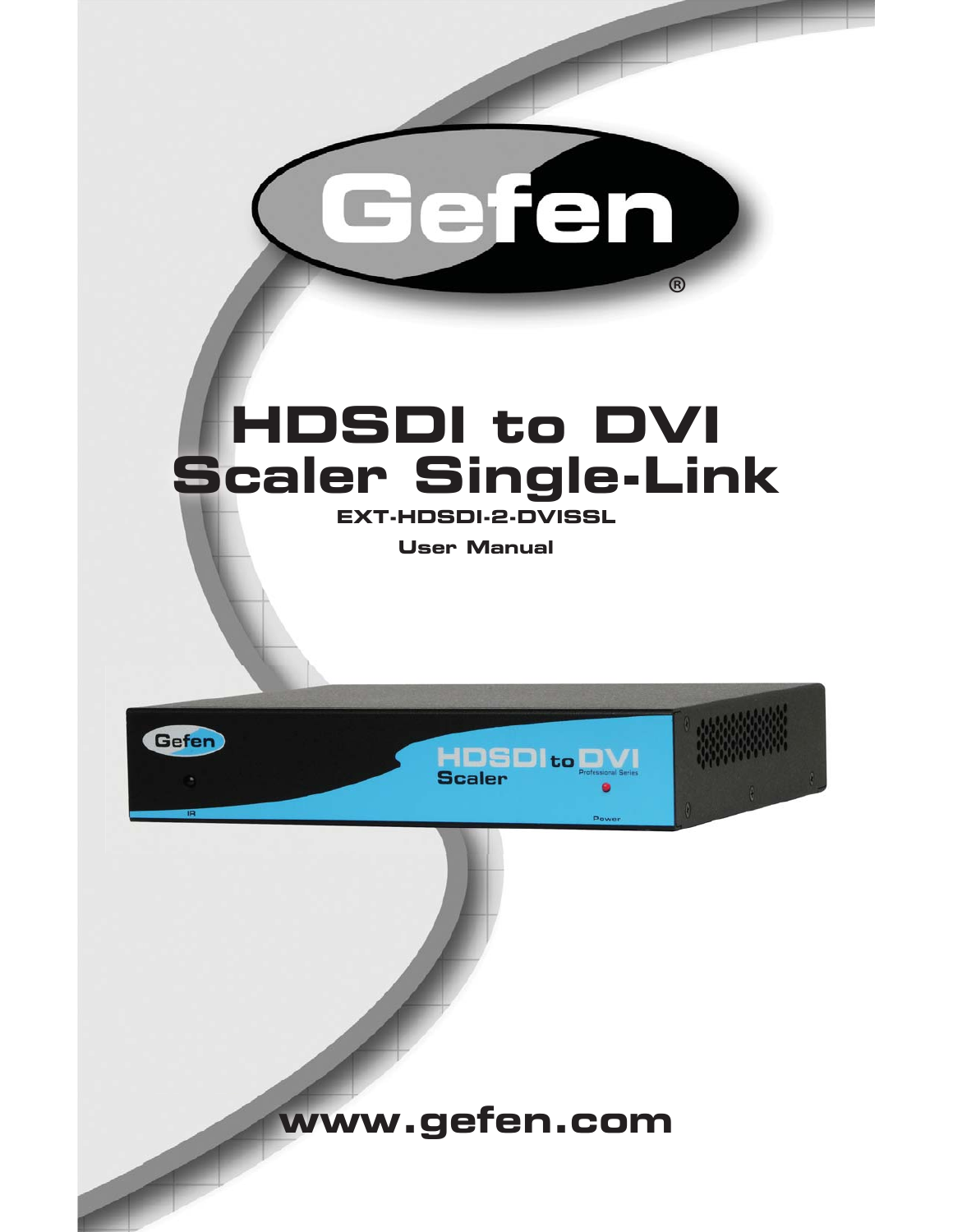Gefen®

# HDSDI to DVI Scaler Single-Link

**EXT-HDSDI-2-DVISSL**

**User Manual**

**www.gefen.com**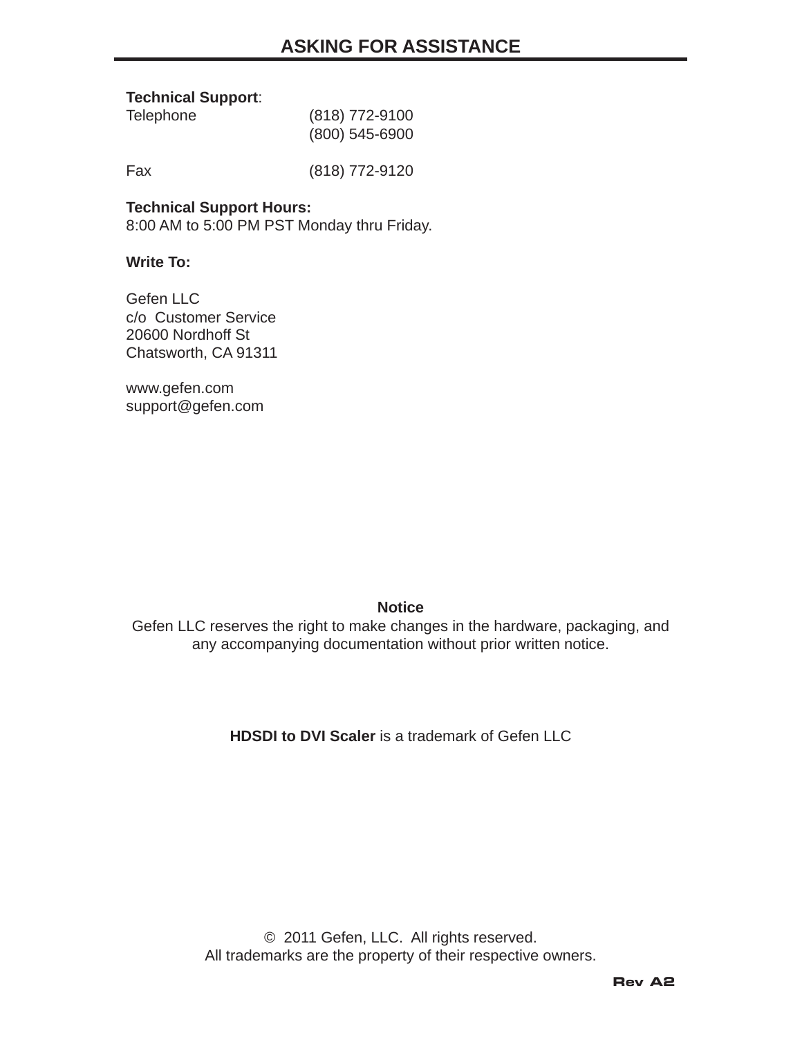# ASKING FOR ASSISTANCE

**Technical Support**:

| | |
|---|---|
| Telephone | (818) 772-9100 |
| | (800) 545-6900 |
| | |
| Fax | (818) 772-9120 |

**Technical Support Hours:**
8:00 AM to 5:00 PM PST Monday thru Friday.

**Write To:**

Gefen LLC
c/o Customer Service
20600 Nordhoff St
Chatsworth, CA 91311

www.gefen.com
support@gefen.com

**Notice**
Gefen LLC reserves the right to make changes in the hardware, packaging, and any accompanying documentation without prior written notice.

**HDSDI to DVI Scaler** is a trademark of Gefen LLC

© 2011 Gefen, LLC. All rights reserved.
All trademarks are the property of their respective owners.

Rev A2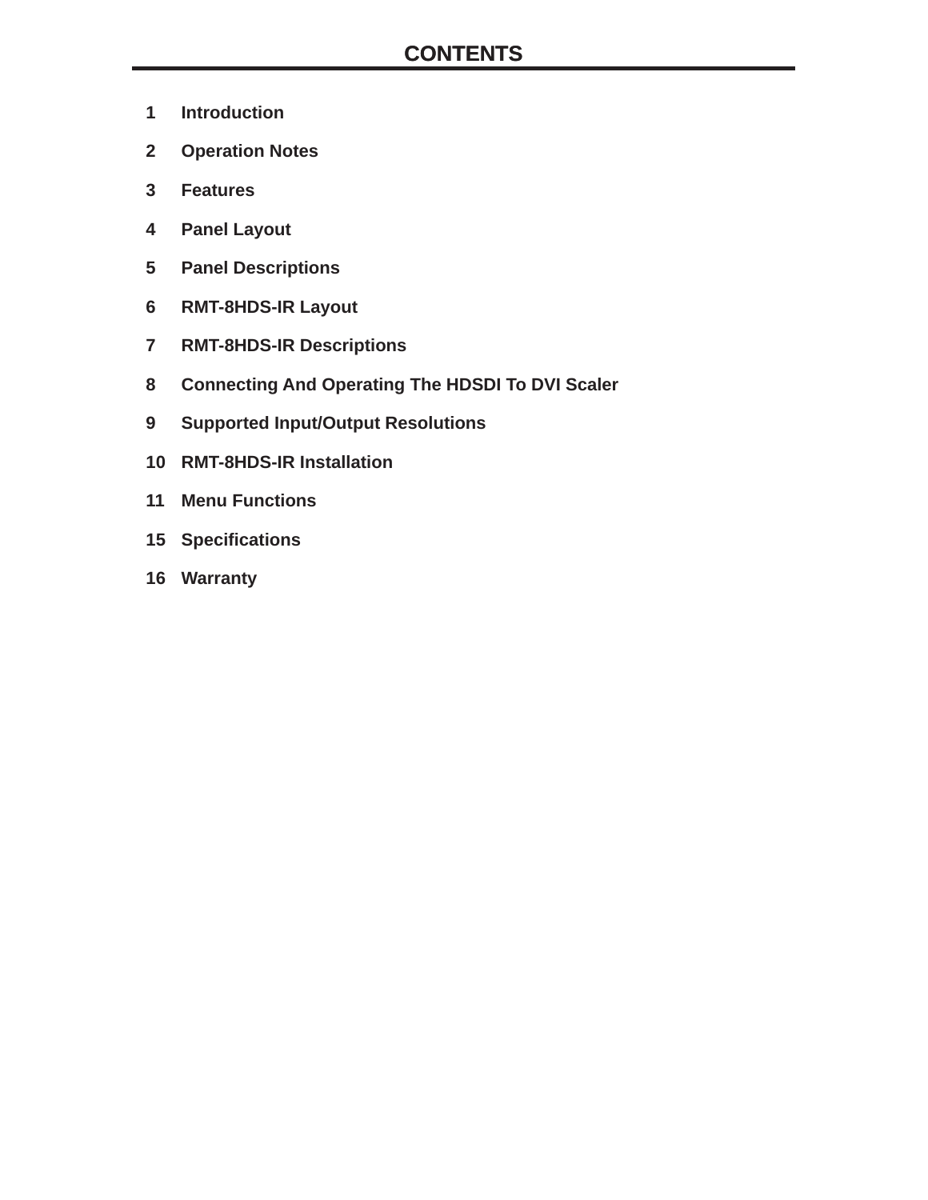# CONTENTS

1 Introduction

2 Operation Notes

3 Features

4 Panel Layout

5 Panel Descriptions

6 RMT-8HDS-IR Layout

7 RMT-8HDS-IR Descriptions

8 Connecting And Operating The HDSDI To DVI Scaler

9 Supported Input/Output Resolutions

10 RMT-8HDS-IR Installation

11 Menu Functions

15 Specifications

16 Warranty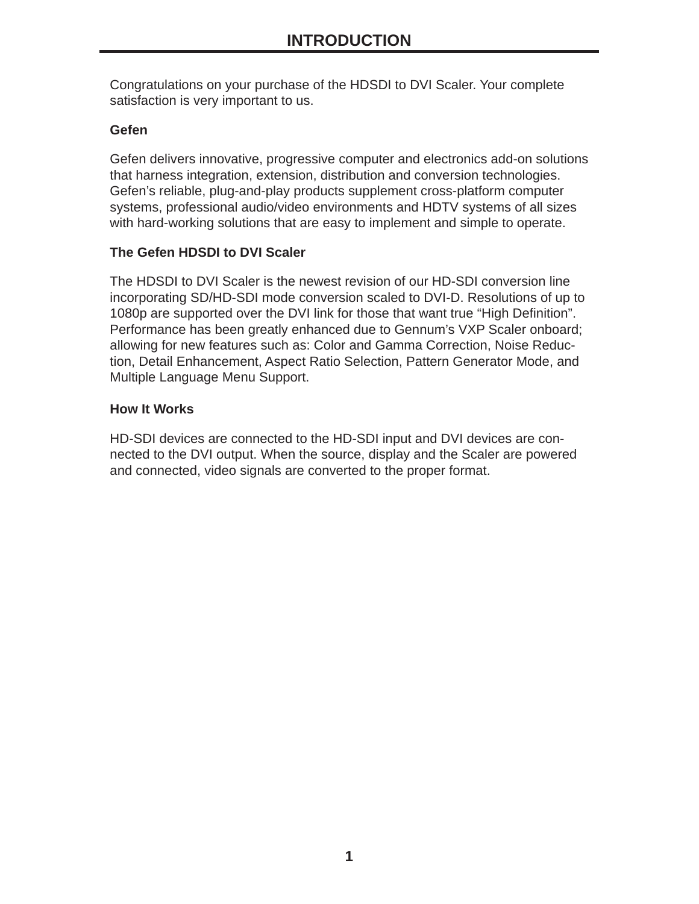# INTRODUCTION

Congratulations on your purchase of the HDSDI to DVI Scaler. Your complete satisfaction is very important to us.

**Gefen**

Gefen delivers innovative, progressive computer and electronics add-on solutions that harness integration, extension, distribution and conversion technologies. Gefen's reliable, plug-and-play products supplement cross-platform computer systems, professional audio/video environments and HDTV systems of all sizes with hard-working solutions that are easy to implement and simple to operate.

**The Gefen HDSDI to DVI Scaler**

The HDSDI to DVI Scaler is the newest revision of our HD-SDI conversion line incorporating SD/HD-SDI mode conversion scaled to DVI-D. Resolutions of up to 1080p are supported over the DVI link for those that want true "High Definition". Performance has been greatly enhanced due to Gennum's VXP Scaler onboard; allowing for new features such as: Color and Gamma Correction, Noise Reduction, Detail Enhancement, Aspect Ratio Selection, Pattern Generator Mode, and Multiple Language Menu Support.

**How It Works**

HD-SDI devices are connected to the HD-SDI input and DVI devices are connected to the DVI output. When the source, display and the Scaler are powered and connected, video signals are converted to the proper format.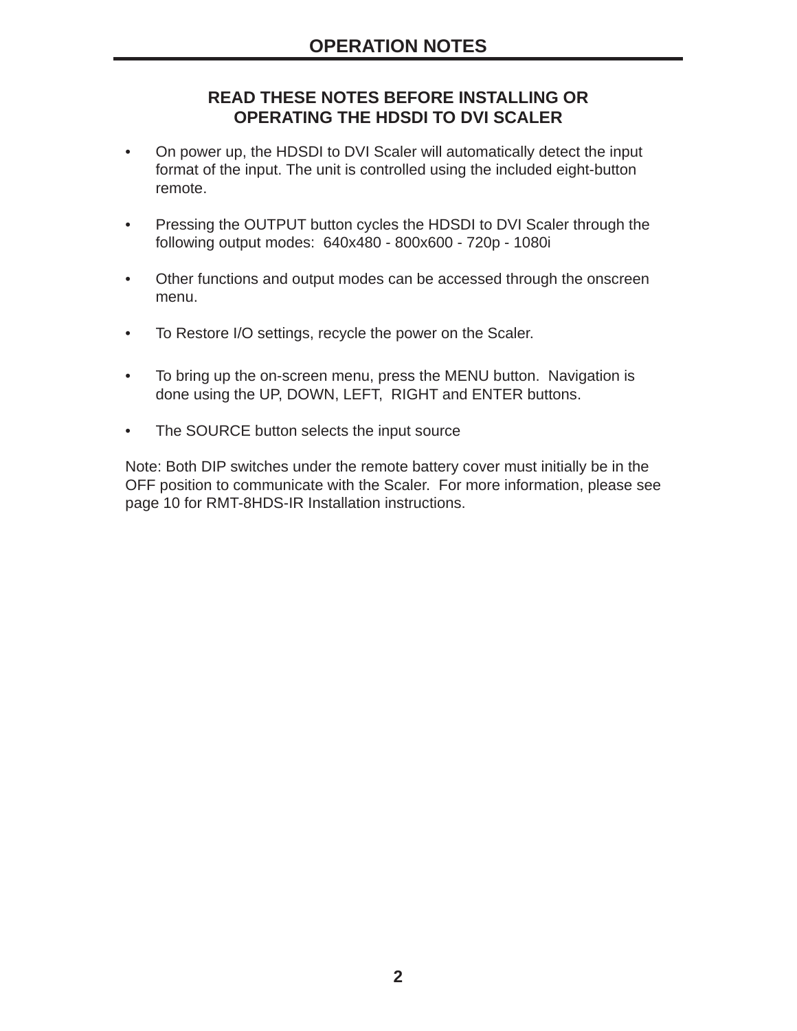# OPERATION NOTES

## READ THESE NOTES BEFORE INSTALLING OR OPERATING THE HDSDI TO DVI SCALER

- On power up, the HDSDI to DVI Scaler will automatically detect the input format of the input. The unit is controlled using the included eight-button remote.
- Pressing the OUTPUT button cycles the HDSDI to DVI Scaler through the following output modes:  640x480 - 800x600 - 720p - 1080i
- Other functions and output modes can be accessed through the onscreen menu.
- To Restore I/O settings, recycle the power on the Scaler.
- To bring up the on-screen menu, press the MENU button.  Navigation is done using the UP, DOWN, LEFT,  RIGHT and ENTER buttons.
- The SOURCE button selects the input source

Note: Both DIP switches under the remote battery cover must initially be in the OFF position to communicate with the Scaler.  For more information, please see page 10 for RMT-8HDS-IR Installation instructions.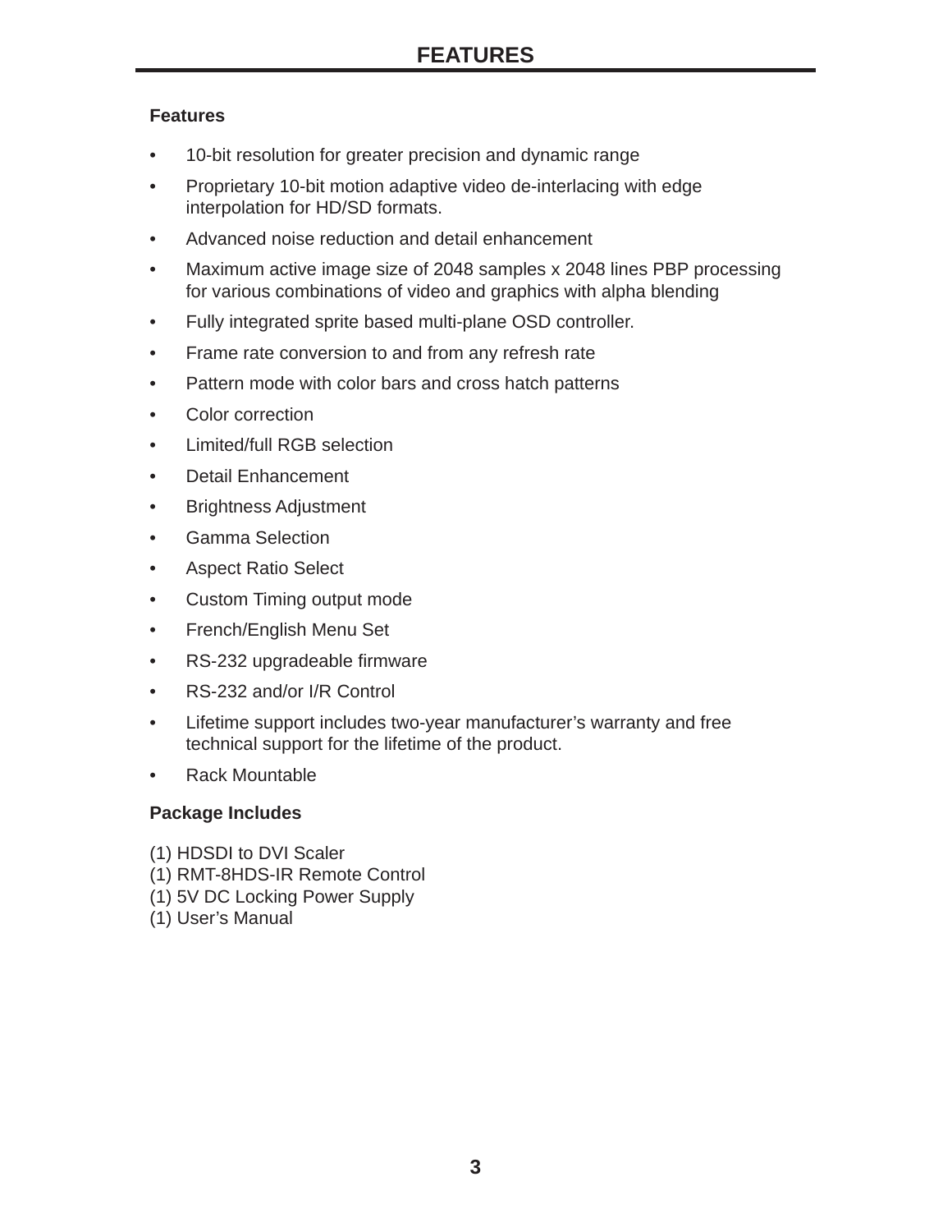# FEATURES

## Features

- 10-bit resolution for greater precision and dynamic range
- Proprietary 10-bit motion adaptive video de-interlacing with edge interpolation for HD/SD formats.
- Advanced noise reduction and detail enhancement
- Maximum active image size of 2048 samples x 2048 lines PBP processing for various combinations of video and graphics with alpha blending
- Fully integrated sprite based multi-plane OSD controller.
- Frame rate conversion to and from any refresh rate
- Pattern mode with color bars and cross hatch patterns
- Color correction
- Limited/full RGB selection
- Detail Enhancement
- Brightness Adjustment
- Gamma Selection
- Aspect Ratio Select
- Custom Timing output mode
- French/English Menu Set
- RS-232 upgradeable firmware
- RS-232 and/or I/R Control
- Lifetime support includes two-year manufacturer's warranty and free technical support for the lifetime of the product.
- Rack Mountable

## Package Includes

(1) HDSDI to DVI Scaler
(1) RMT-8HDS-IR Remote Control
(1) 5V DC Locking Power Supply
(1) User's Manual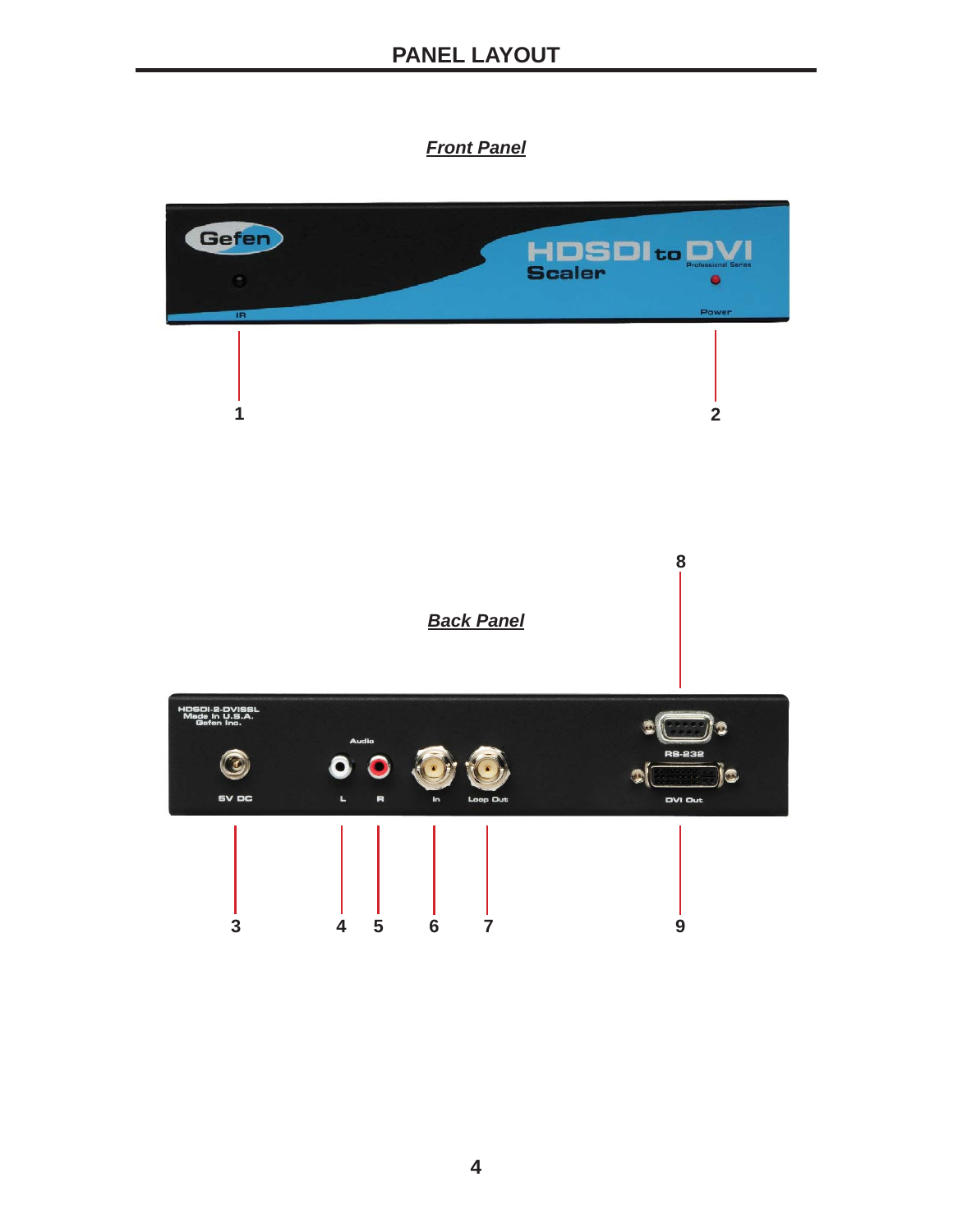# PANEL LAYOUT

***Front Panel***

1

2

***Back Panel***

8

3 4 5 6 7 9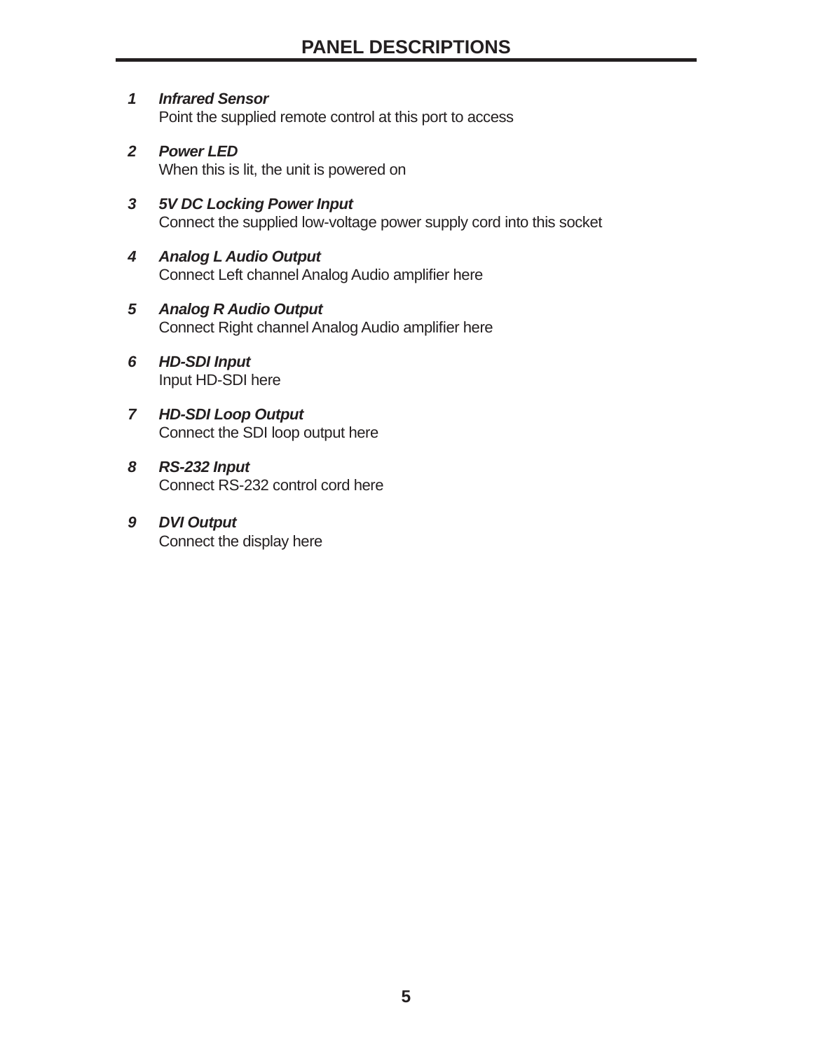## PANEL DESCRIPTIONS

**1** ***Infrared Sensor***
Point the supplied remote control at this port to access

**2** ***Power LED***
When this is lit, the unit is powered on

**3** ***5V DC Locking Power Input***
Connect the supplied low-voltage power supply cord into this socket

**4** ***Analog L Audio Output***
Connect Left channel Analog Audio amplifier here

**5** ***Analog R Audio Output***
Connect Right channel Analog Audio amplifier here

**6** ***HD-SDI Input***
Input HD-SDI here

**7** ***HD-SDI Loop Output***
Connect the SDI loop output here

**8** ***RS-232 Input***
Connect RS-232 control cord here

**9** ***DVI Output***
Connect the display here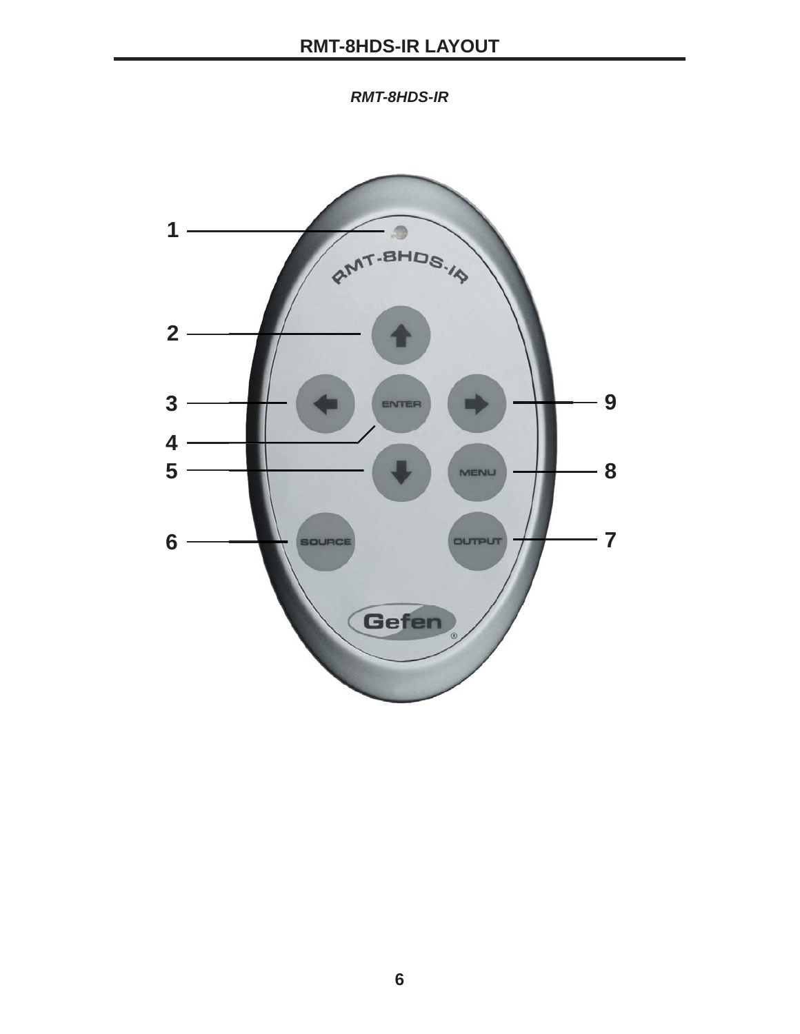# RMT-8HDS-IR LAYOUT

***RMT-8HDS-IR***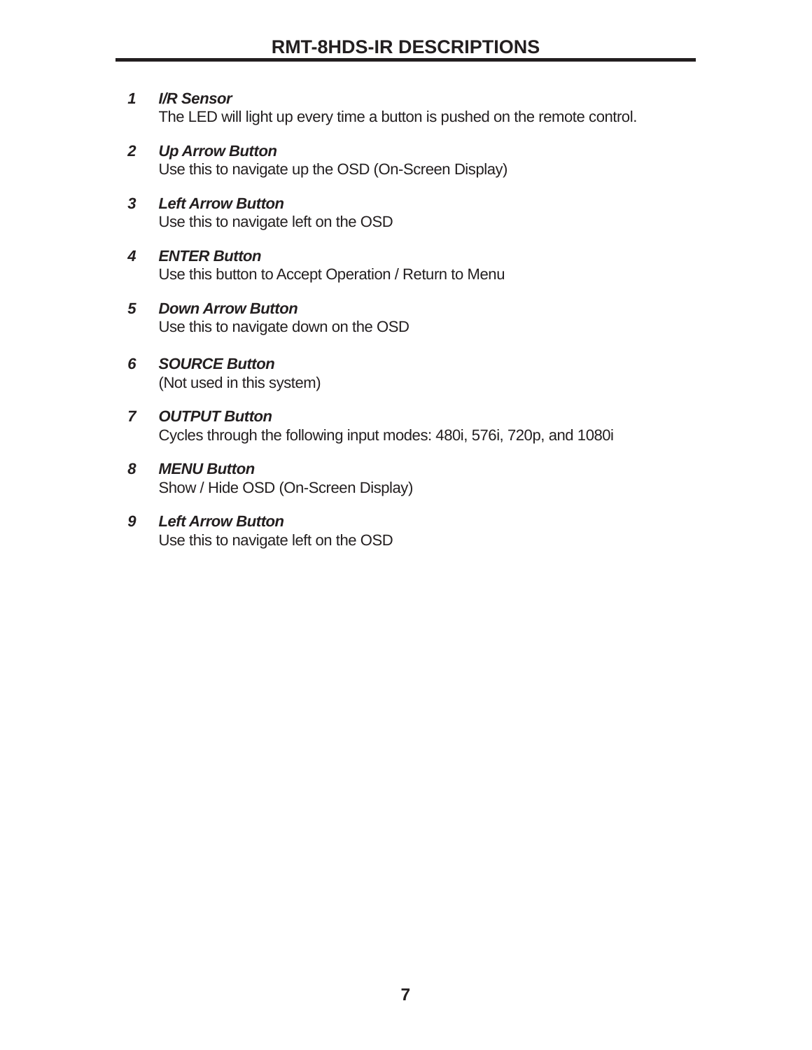# RMT-8HDS-IR DESCRIPTIONS

1. ***I/R Sensor***
   The LED will light up every time a button is pushed on the remote control.

2. ***Up Arrow Button***
   Use this to navigate up the OSD (On-Screen Display)

3. ***Left Arrow Button***
   Use this to navigate left on the OSD

4. ***ENTER Button***
   Use this button to Accept Operation / Return to Menu

5. ***Down Arrow Button***
   Use this to navigate down on the OSD

6. ***SOURCE Button***
   (Not used in this system)

7. ***OUTPUT Button***
   Cycles through the following input modes: 480i, 576i, 720p, and 1080i

8. ***MENU Button***
   Show / Hide OSD (On-Screen Display)

9. ***Left Arrow Button***
   Use this to navigate left on the OSD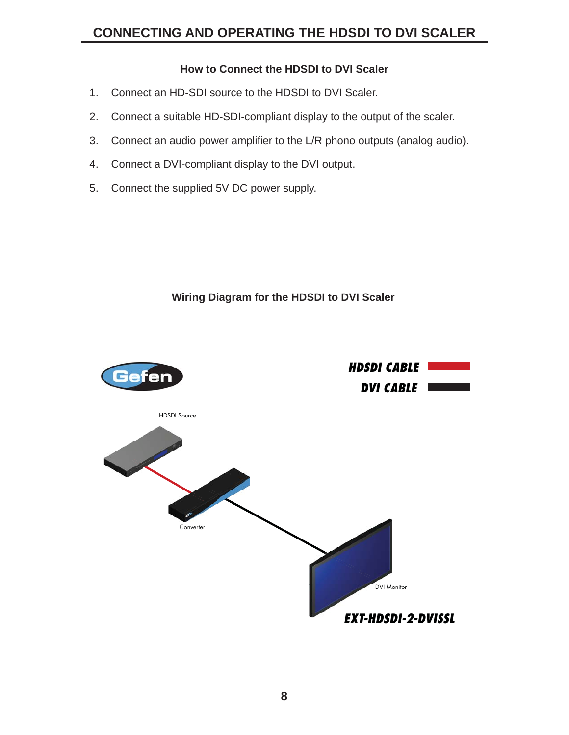## CONNECTING AND OPERATING THE HDSDI TO DVI SCALER

### How to Connect the HDSDI to DVI Scaler

1. Connect an HD-SDI source to the HDSDI to DVI Scaler.
2. Connect a suitable HD-SDI-compliant display to the output of the scaler.
3. Connect an audio power amplifier to the L/R phono outputs (analog audio).
4. Connect a DVI-compliant display to the DVI output.
5. Connect the supplied 5V DC power supply.

### Wiring Diagram for the HDSDI to DVI Scaler

HDSDI CABLE

DVI CABLE

HDSDI Source

Converter

DVI Monitor

EXT-HDSDI-2-DVISSL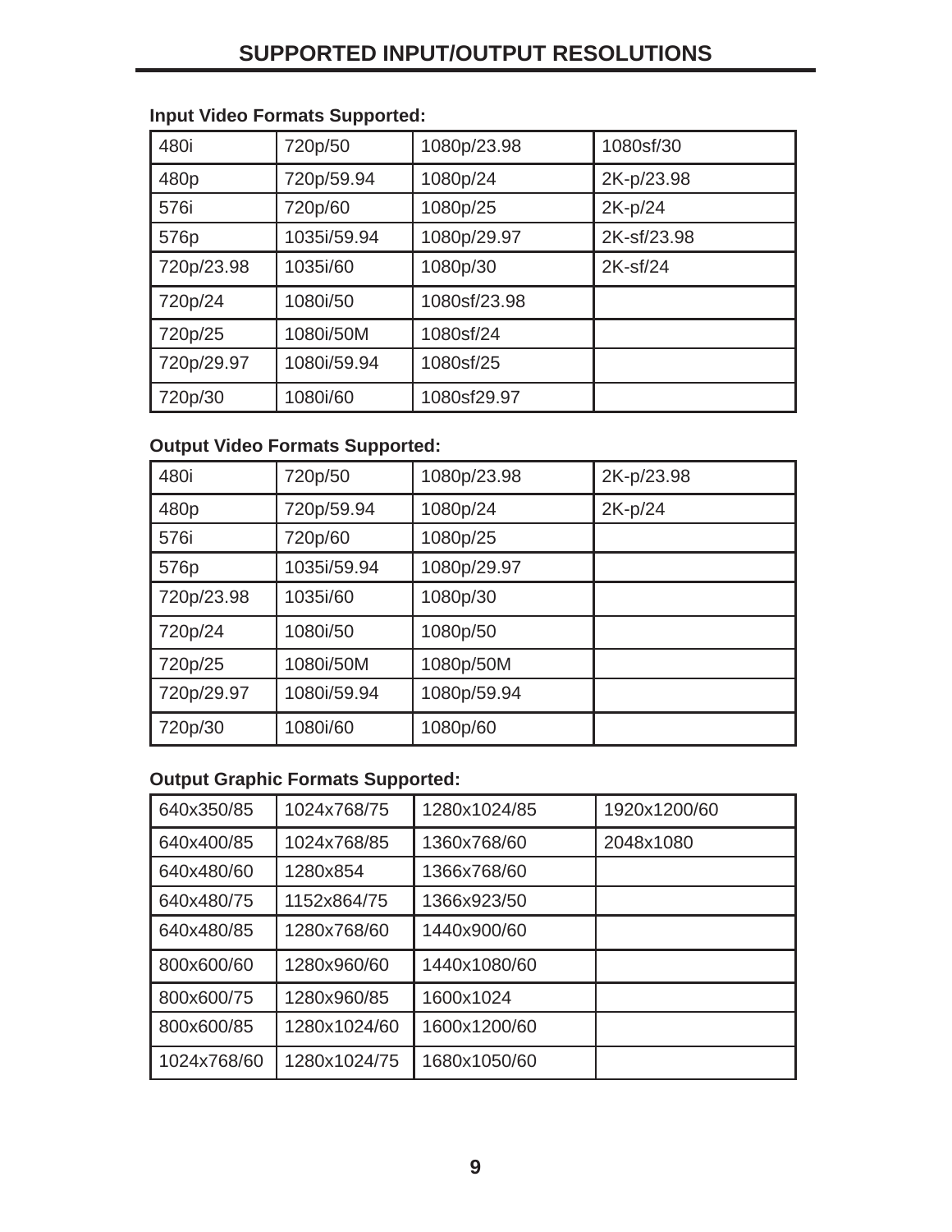## SUPPORTED INPUT/OUTPUT RESOLUTIONS

**Input Video Formats Supported:**

| | | | |
|---|---|---|---|
| 480i | 720p/50 | 1080p/23.98 | 1080sf/30 |
| 480p | 720p/59.94 | 1080p/24 | 2K-p/23.98 |
| 576i | 720p/60 | 1080p/25 | 2K-p/24 |
| 576p | 1035i/59.94 | 1080p/29.97 | 2K-sf/23.98 |
| 720p/23.98 | 1035i/60 | 1080p/30 | 2K-sf/24 |
| 720p/24 | 1080i/50 | 1080sf/23.98 | |
| 720p/25 | 1080i/50M | 1080sf/24 | |
| 720p/29.97 | 1080i/59.94 | 1080sf/25 | |
| 720p/30 | 1080i/60 | 1080sf29.97 | |

**Output Video Formats Supported:**

| | | | |
|---|---|---|---|
| 480i | 720p/50 | 1080p/23.98 | 2K-p/23.98 |
| 480p | 720p/59.94 | 1080p/24 | 2K-p/24 |
| 576i | 720p/60 | 1080p/25 | |
| 576p | 1035i/59.94 | 1080p/29.97 | |
| 720p/23.98 | 1035i/60 | 1080p/30 | |
| 720p/24 | 1080i/50 | 1080p/50 | |
| 720p/25 | 1080i/50M | 1080p/50M | |
| 720p/29.97 | 1080i/59.94 | 1080p/59.94 | |
| 720p/30 | 1080i/60 | 1080p/60 | |

**Output Graphic Formats Supported:**

| | | | |
|---|---|---|---|
| 640x350/85 | 1024x768/75 | 1280x1024/85 | 1920x1200/60 |
| 640x400/85 | 1024x768/85 | 1360x768/60 | 2048x1080 |
| 640x480/60 | 1280x854 | 1366x768/60 | |
| 640x480/75 | 1152x864/75 | 1366x923/50 | |
| 640x480/85 | 1280x768/60 | 1440x900/60 | |
| 800x600/60 | 1280x960/60 | 1440x1080/60 | |
| 800x600/75 | 1280x960/85 | 1600x1024 | |
| 800x600/85 | 1280x1024/60 | 1600x1200/60 | |
| 1024x768/60 | 1280x1024/75 | 1680x1050/60 | |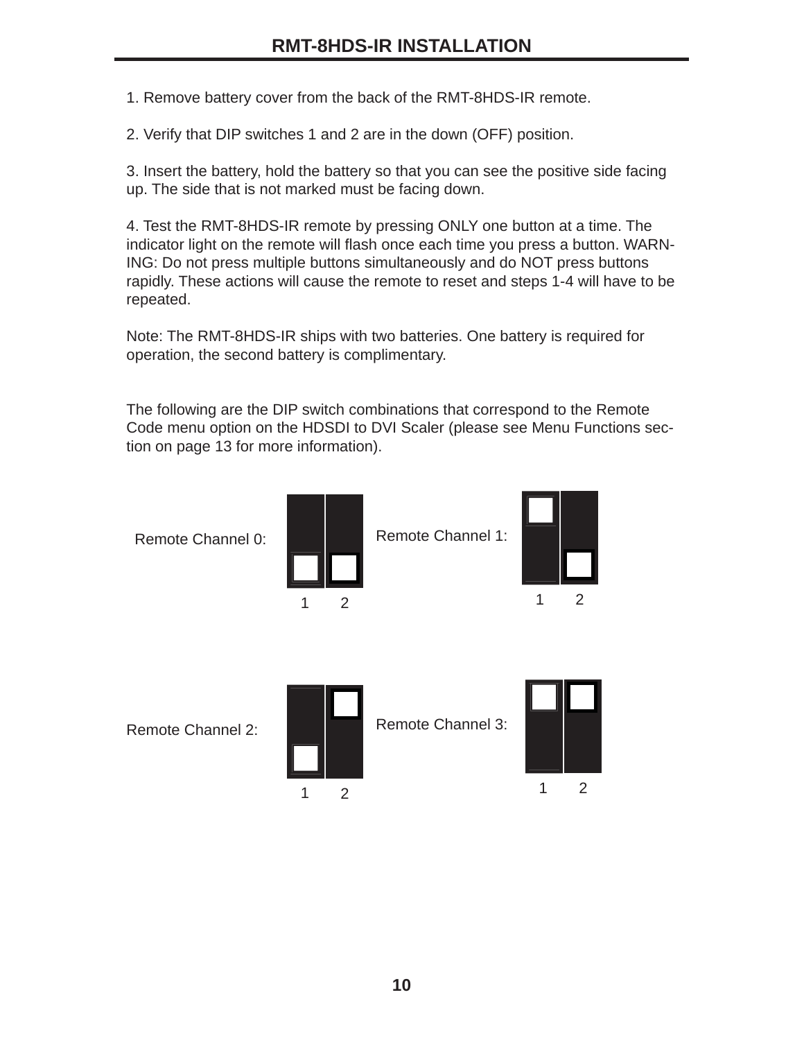## RMT-8HDS-IR INSTALLATION

1. Remove battery cover from the back of the RMT-8HDS-IR remote.

2. Verify that DIP switches 1 and 2 are in the down (OFF) position.

3. Insert the battery, hold the battery so that you can see the positive side facing up. The side that is not marked must be facing down.

4. Test the RMT-8HDS-IR remote by pressing ONLY one button at a time. The indicator light on the remote will flash once each time you press a button. WARNING: Do not press multiple buttons simultaneously and do NOT press buttons rapidly. These actions will cause the remote to reset and steps 1-4 will have to be repeated.

Note: The RMT-8HDS-IR ships with two batteries. One battery is required for operation, the second battery is complimentary.

The following are the DIP switch combinations that correspond to the Remote Code menu option on the HDSDI to DVI Scaler (please see Menu Functions section on page 13 for more information).

Remote Channel 0:

1 2

Remote Channel 1:

1 2

Remote Channel 2:

1 2

Remote Channel 3:

1 2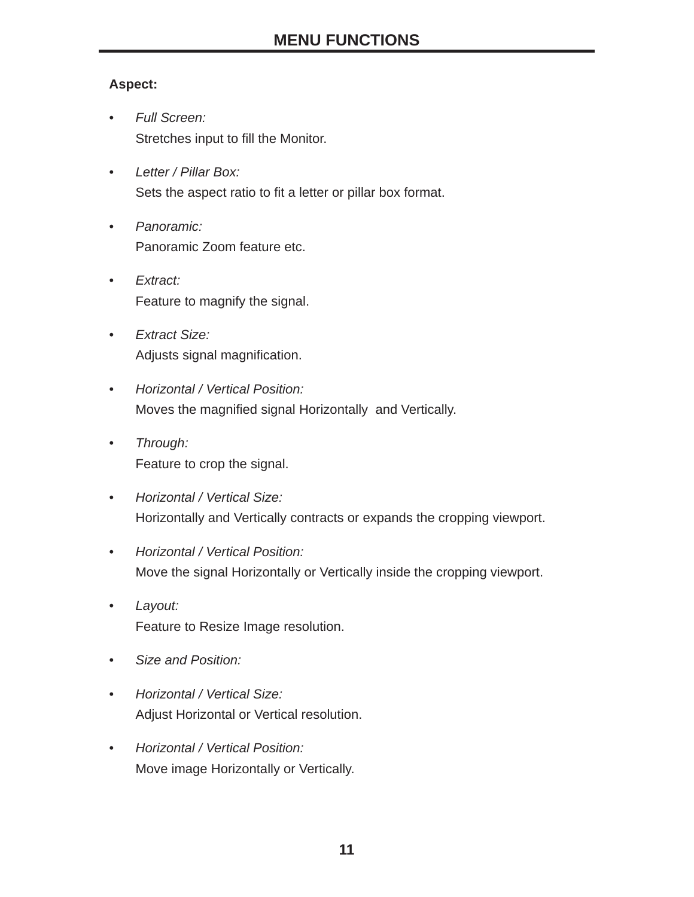# MENU FUNCTIONS

**Aspect:**

- *Full Screen:*
  Stretches input to fill the Monitor.

- *Letter / Pillar Box:*
  Sets the aspect ratio to fit a letter or pillar box format.

- *Panoramic:*
  Panoramic Zoom feature etc.

- *Extract:*
  Feature to magnify the signal.

- *Extract Size:*
  Adjusts signal magnification.

- *Horizontal / Vertical Position:*
  Moves the magnified signal Horizontally and Vertically.

- *Through:*
  Feature to crop the signal.

- *Horizontal / Vertical Size:*
  Horizontally and Vertically contracts or expands the cropping viewport.

- *Horizontal / Vertical Position:*
  Move the signal Horizontally or Vertically inside the cropping viewport.

- *Layout:*
  Feature to Resize Image resolution.

- *Size and Position:*

- *Horizontal / Vertical Size:*
  Adjust Horizontal or Vertical resolution.

- *Horizontal / Vertical Position:*
  Move image Horizontally or Vertically.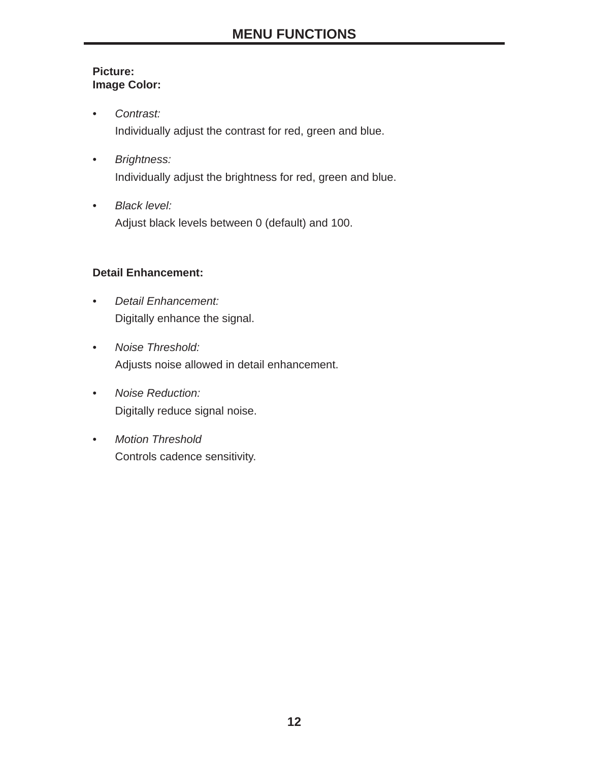## MENU FUNCTIONS

**Picture:**
**Image Color:**

- *Contrast:*
  Individually adjust the contrast for red, green and blue.
- *Brightness:*
  Individually adjust the brightness for red, green and blue.
- *Black level:*
  Adjust black levels between 0 (default) and 100.

**Detail Enhancement:**

- *Detail Enhancement:*
  Digitally enhance the signal.
- *Noise Threshold:*
  Adjusts noise allowed in detail enhancement.
- *Noise Reduction:*
  Digitally reduce signal noise.
- *Motion Threshold*
  Controls cadence sensitivity.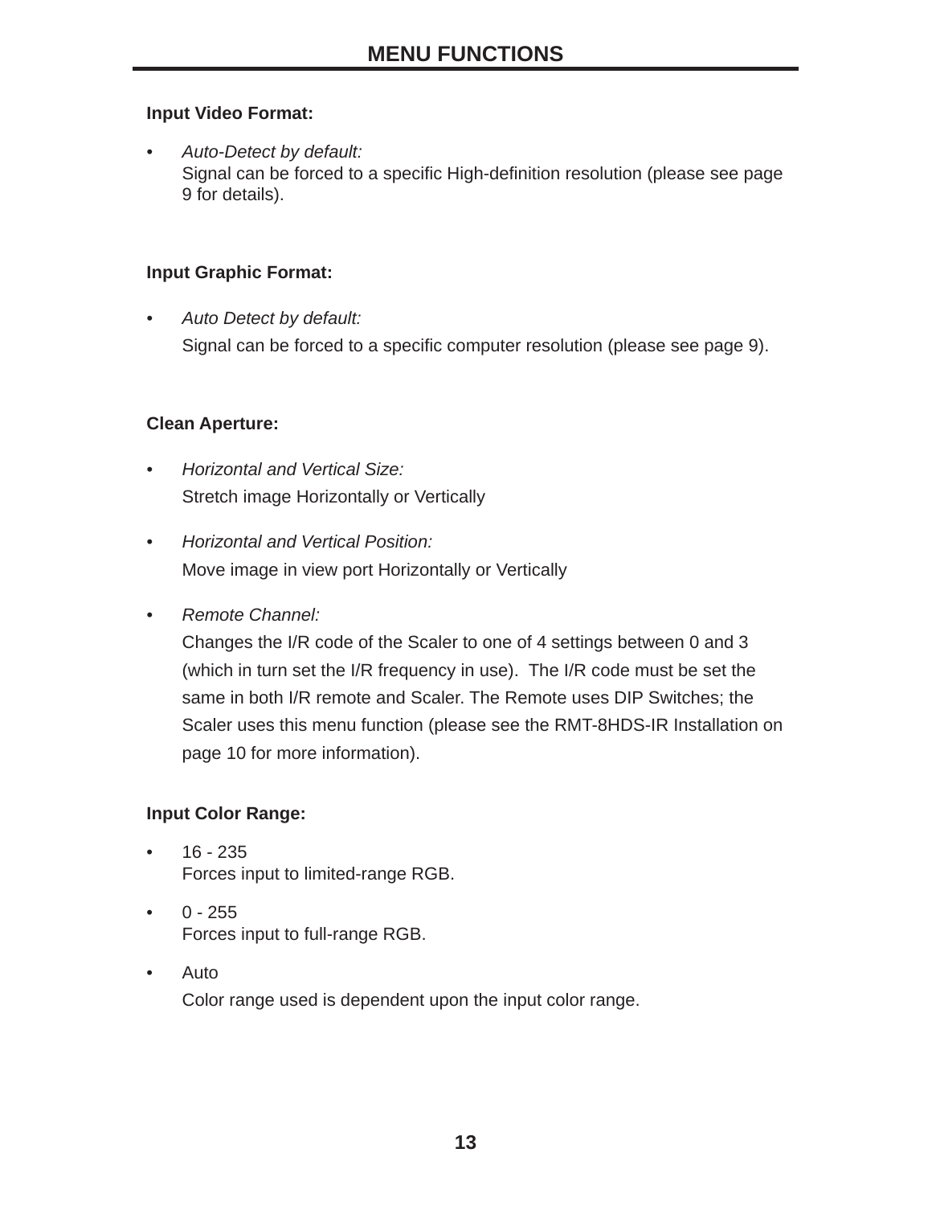# MENU FUNCTIONS

**Input Video Format:**

- *Auto-Detect by default:*
  Signal can be forced to a specific High-definition resolution (please see page 9 for details).

**Input Graphic Format:**

- *Auto Detect by default:*
  Signal can be forced to a specific computer resolution (please see page 9).

**Clean Aperture:**

- *Horizontal and Vertical Size:*
  Stretch image Horizontally or Vertically
- *Horizontal and Vertical Position:*
  Move image in view port Horizontally or Vertically
- *Remote Channel:*
  Changes the I/R code of the Scaler to one of 4 settings between 0 and 3 (which in turn set the I/R frequency in use). The I/R code must be set the same in both I/R remote and Scaler. The Remote uses DIP Switches; the Scaler uses this menu function (please see the RMT-8HDS-IR Installation on page 10 for more information).

**Input Color Range:**

- 16 - 235
  Forces input to limited-range RGB.
- 0 - 255
  Forces input to full-range RGB.
- Auto
  Color range used is dependent upon the input color range.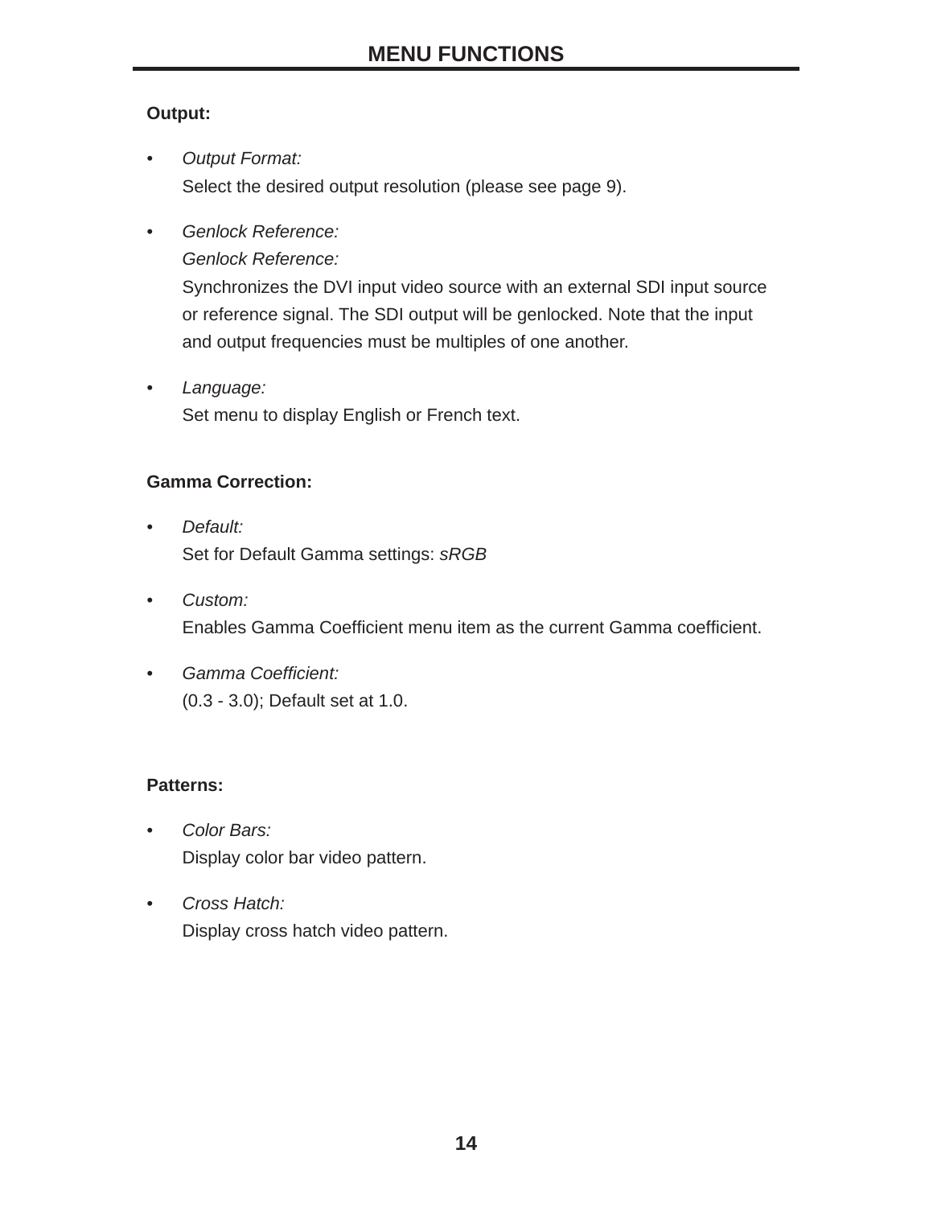# MENU FUNCTIONS

**Output:**

- *Output Format:*
  Select the desired output resolution (please see page 9).

- *Genlock Reference:*
  *Genlock Reference:*
  Synchronizes the DVI input video source with an external SDI input source or reference signal. The SDI output will be genlocked. Note that the input and output frequencies must be multiples of one another.

- *Language:*
  Set menu to display English or French text.

**Gamma Correction:**

- *Default:*
  Set for Default Gamma settings: *sRGB*

- *Custom:*
  Enables Gamma Coefficient menu item as the current Gamma coefficient.

- *Gamma Coefficient:*
  (0.3 - 3.0); Default set at 1.0.

**Patterns:**

- *Color Bars:*
  Display color bar video pattern.

- *Cross Hatch:*
  Display cross hatch video pattern.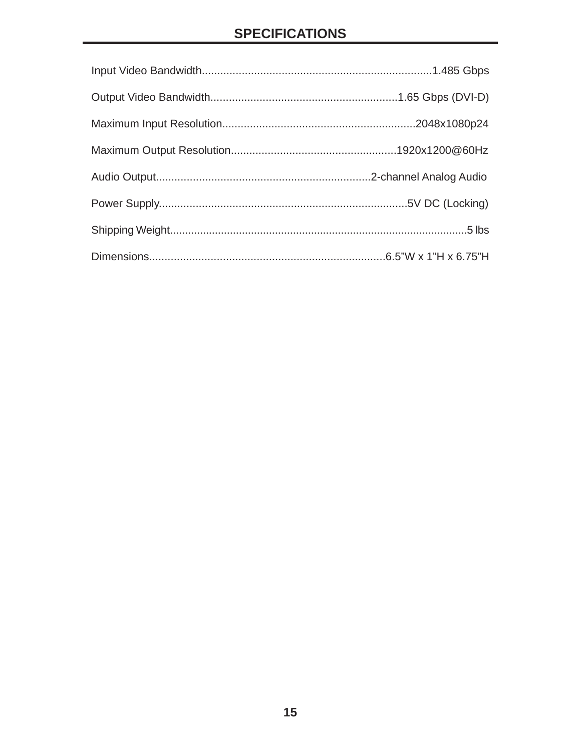## SPECIFICATIONS

Input Video Bandwidth..........................................................................1.485 Gbps

Output Video Bandwidth............................................................1.65 Gbps (DVI-D)

Maximum Input Resolution..............................................................2048x1080p24

Maximum Output Resolution.....................................................1920x1200@60Hz

Audio Output.....................................................................2-channel Analog Audio

Power Supply................................................................................5V DC (Locking)

Shipping Weight.................................................................................................5 lbs

Dimensions............................................................................6.5”W x 1”H x 6.75”H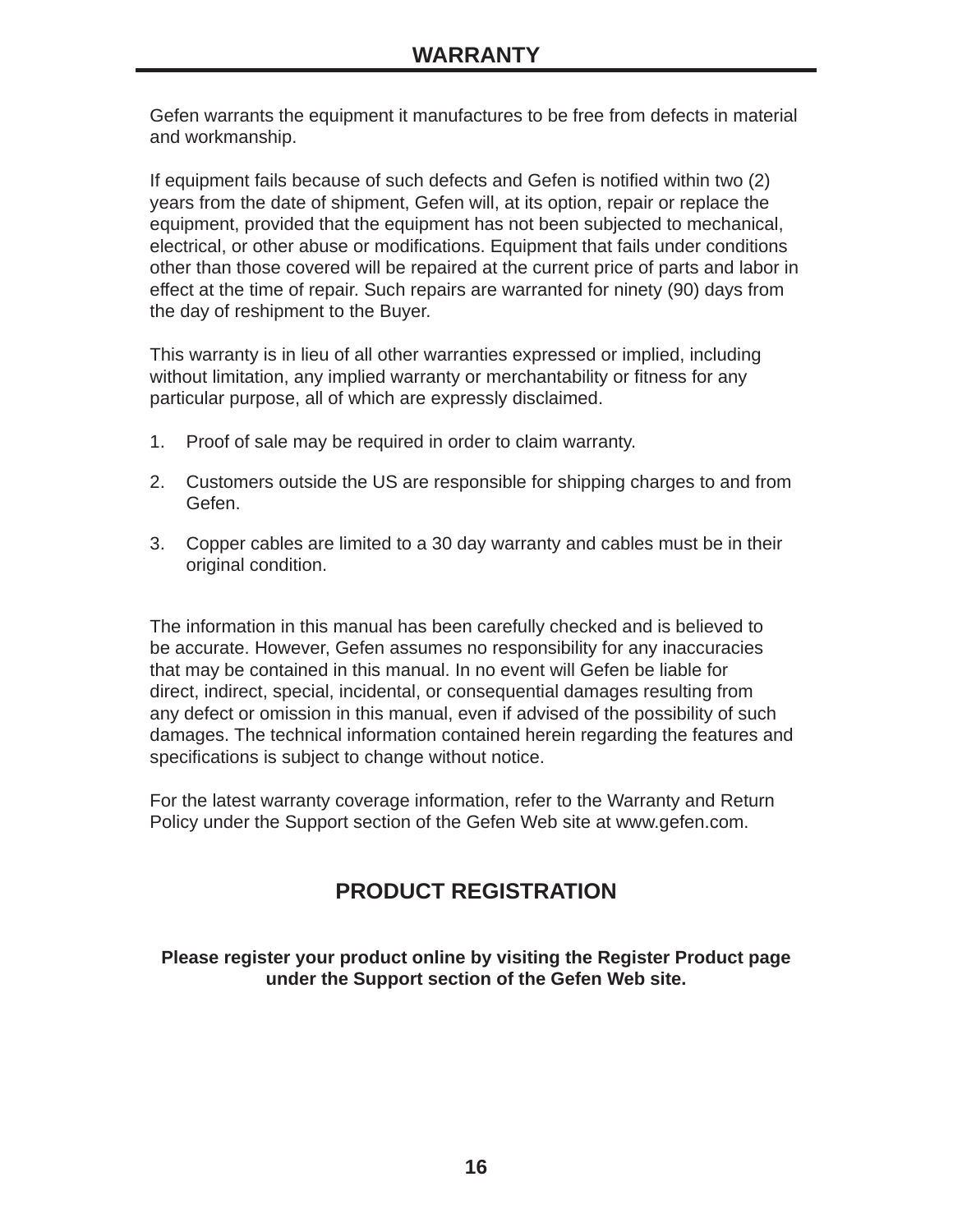# WARRANTY

Gefen warrants the equipment it manufactures to be free from defects in material and workmanship.

If equipment fails because of such defects and Gefen is notified within two (2) years from the date of shipment, Gefen will, at its option, repair or replace the equipment, provided that the equipment has not been subjected to mechanical, electrical, or other abuse or modifications. Equipment that fails under conditions other than those covered will be repaired at the current price of parts and labor in effect at the time of repair. Such repairs are warranted for ninety (90) days from the day of reshipment to the Buyer.

This warranty is in lieu of all other warranties expressed or implied, including without limitation, any implied warranty or merchantability or fitness for any particular purpose, all of which are expressly disclaimed.

1. Proof of sale may be required in order to claim warranty.
2. Customers outside the US are responsible for shipping charges to and from Gefen.
3. Copper cables are limited to a 30 day warranty and cables must be in their original condition.

The information in this manual has been carefully checked and is believed to be accurate. However, Gefen assumes no responsibility for any inaccuracies that may be contained in this manual. In no event will Gefen be liable for direct, indirect, special, incidental, or consequential damages resulting from any defect or omission in this manual, even if advised of the possibility of such damages. The technical information contained herein regarding the features and specifications is subject to change without notice.

For the latest warranty coverage information, refer to the Warranty and Return Policy under the Support section of the Gefen Web site at www.gefen.com.

## PRODUCT REGISTRATION

**Please register your product online by visiting the Register Product page under the Support section of the Gefen Web site.**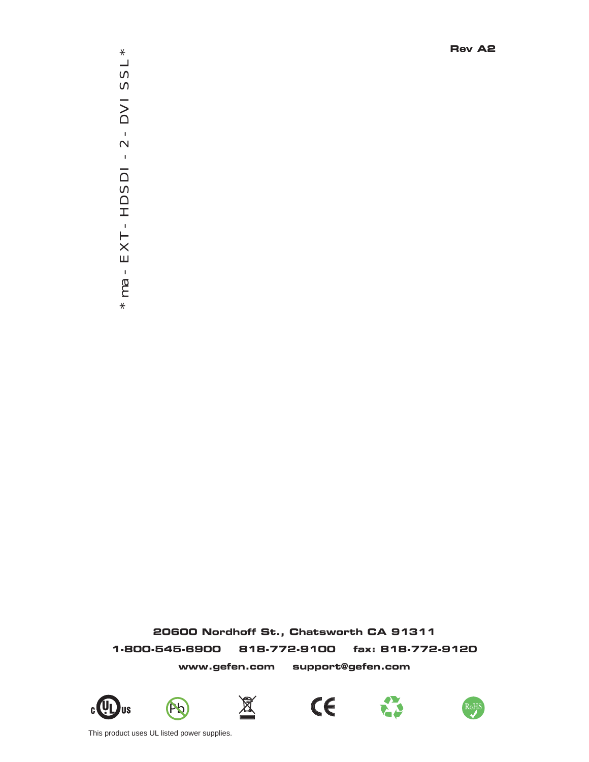Rev A2

*ma-EXT-HDSDI-2-DVISSL*

**20600 Nordhoff St., Chatsworth CA 91311**

**1-800-545-6900     818-772-9100     fax: 818-772-9120**

**www.gefen.com     support@gefen.com**

This product uses UL listed power supplies.